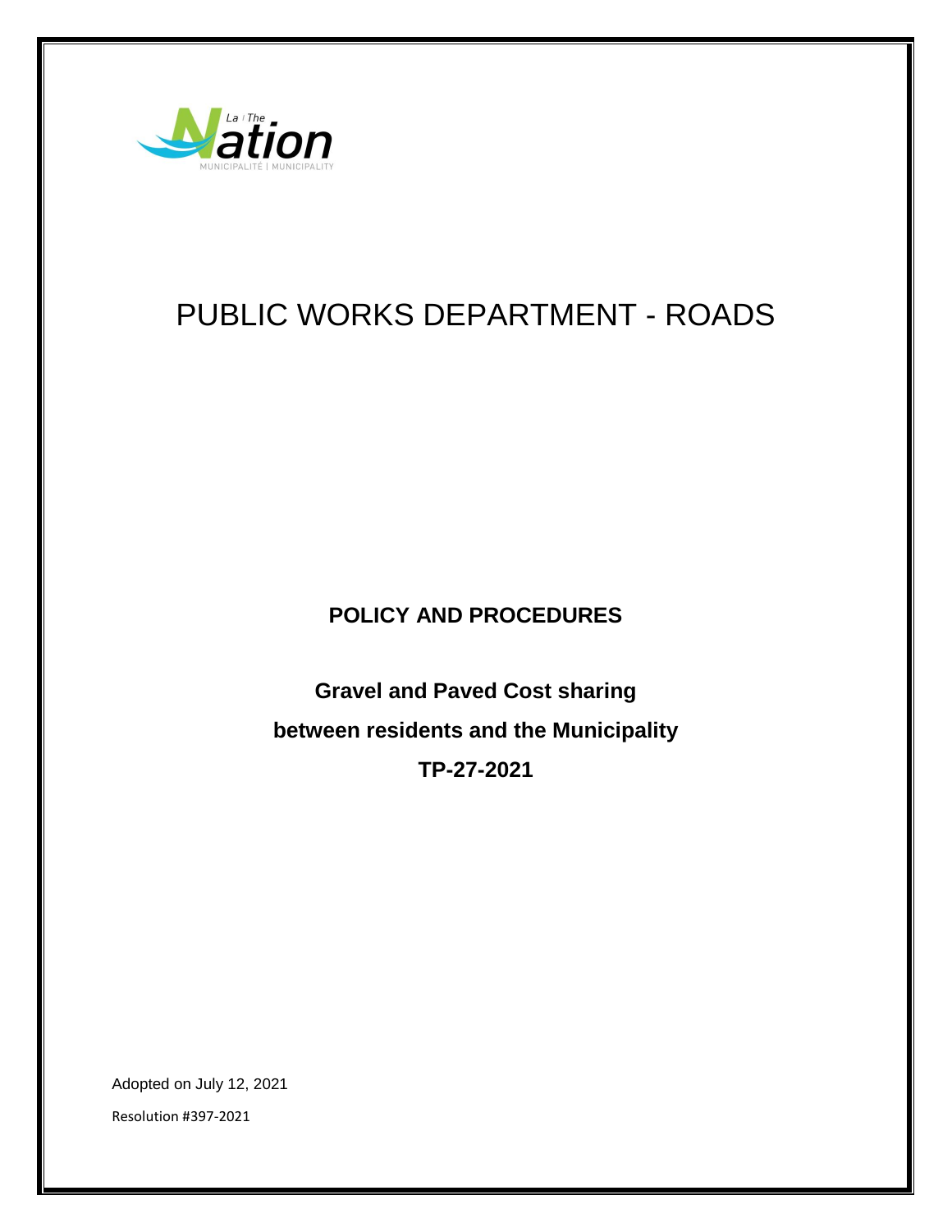# PUBLIC WORKS DEPARTMENT - ROADS

**POLICY AND PROCEDURES**

**Gravel and Paved Cost sharing**

**between residents and the Municipality**

**TP-27-2021**

Adopted on July 12, 2021

Resolution #397-2021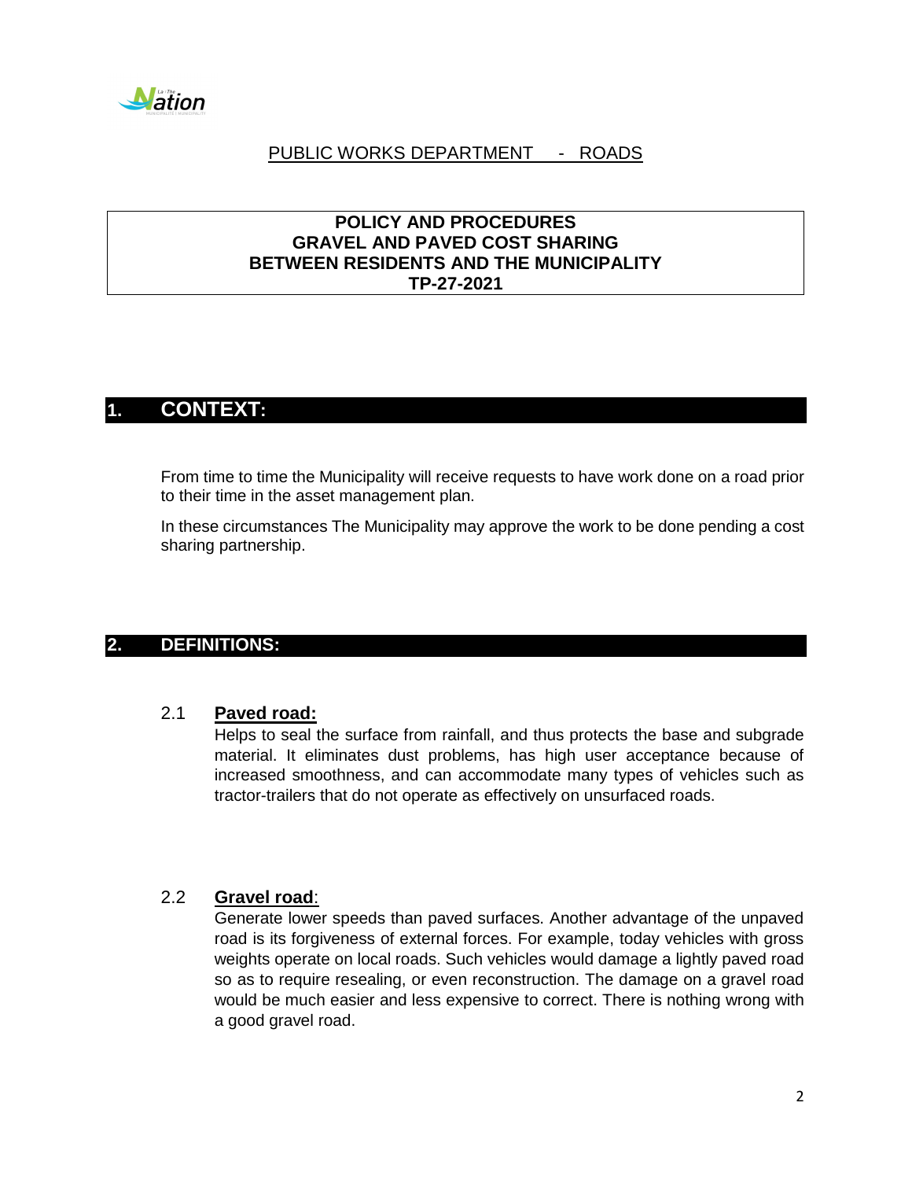PUBLIC WORKS DEPARTMENT - ROADS

**POLICY AND PROCEDURES**
**GRAVEL AND PAVED COST SHARING**
**BETWEEN RESIDENTS AND THE MUNICIPALITY**
**TP-27-2021**

## 1. CONTEXT:

From time to time the Municipality will receive requests to have work done on a road prior to their time in the asset management plan.

In these circumstances The Municipality may approve the work to be done pending a cost sharing partnership.

## 2. DEFINITIONS:

### 2.1 Paved road:

Helps to seal the surface from rainfall, and thus protects the base and subgrade material. It eliminates dust problems, has high user acceptance because of increased smoothness, and can accommodate many types of vehicles such as tractor-trailers that do not operate as effectively on unsurfaced roads.

### 2.2 Gravel road:

Generate lower speeds than paved surfaces. Another advantage of the unpaved road is its forgiveness of external forces. For example, today vehicles with gross weights operate on local roads. Such vehicles would damage a lightly paved road so as to require resealing, or even reconstruction. The damage on a gravel road would be much easier and less expensive to correct. There is nothing wrong with a good gravel road.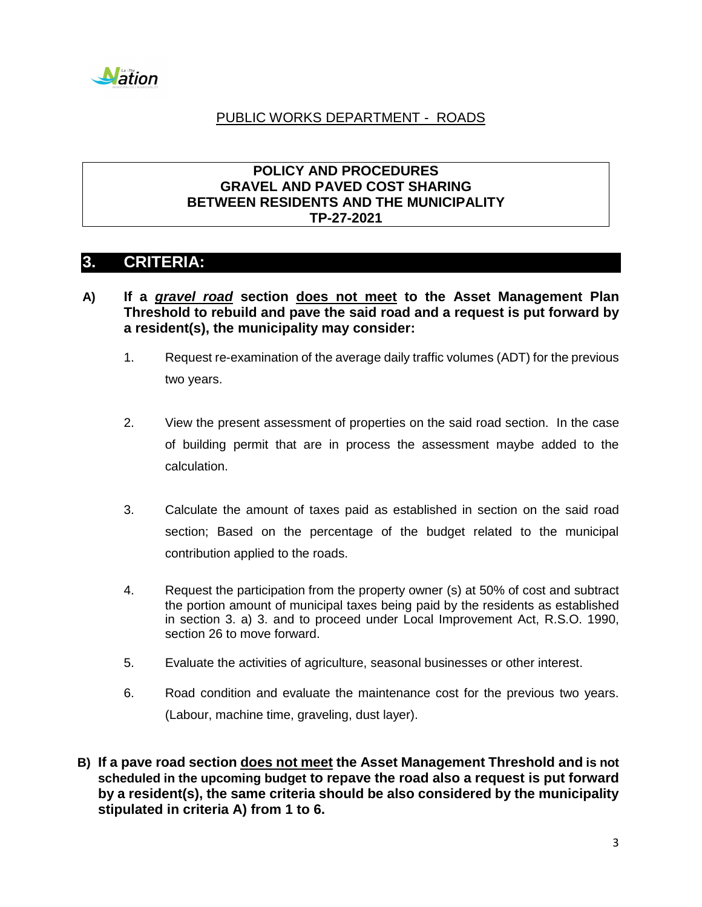PUBLIC WORKS DEPARTMENT - ROADS

**POLICY AND PROCEDURES**
**GRAVEL AND PAVED COST SHARING**
**BETWEEN RESIDENTS AND THE MUNICIPALITY**
**TP-27-2021**

## 3. CRITERIA:

**A) If a *gravel road* section does not meet to the Asset Management Plan Threshold to rebuild and pave the said road and a request is put forward by a resident(s), the municipality may consider:**

1. Request re-examination of the average daily traffic volumes (ADT) for the previous two years.

2. View the present assessment of properties on the said road section. In the case of building permit that are in process the assessment maybe added to the calculation.

3. Calculate the amount of taxes paid as established in section on the said road section; Based on the percentage of the budget related to the municipal contribution applied to the roads.

4. Request the participation from the property owner (s) at 50% of cost and subtract the portion amount of municipal taxes being paid by the residents as established in section 3. a) 3. and to proceed under Local Improvement Act, R.S.O. 1990, section 26 to move forward.

5. Evaluate the activities of agriculture, seasonal businesses or other interest.

6. Road condition and evaluate the maintenance cost for the previous two years. (Labour, machine time, graveling, dust layer).

**B) If a pave road section does not meet the Asset Management Threshold and is not scheduled in the upcoming budget to repave the road also a request is put forward by a resident(s), the same criteria should be also considered by the municipality stipulated in criteria A) from 1 to 6.**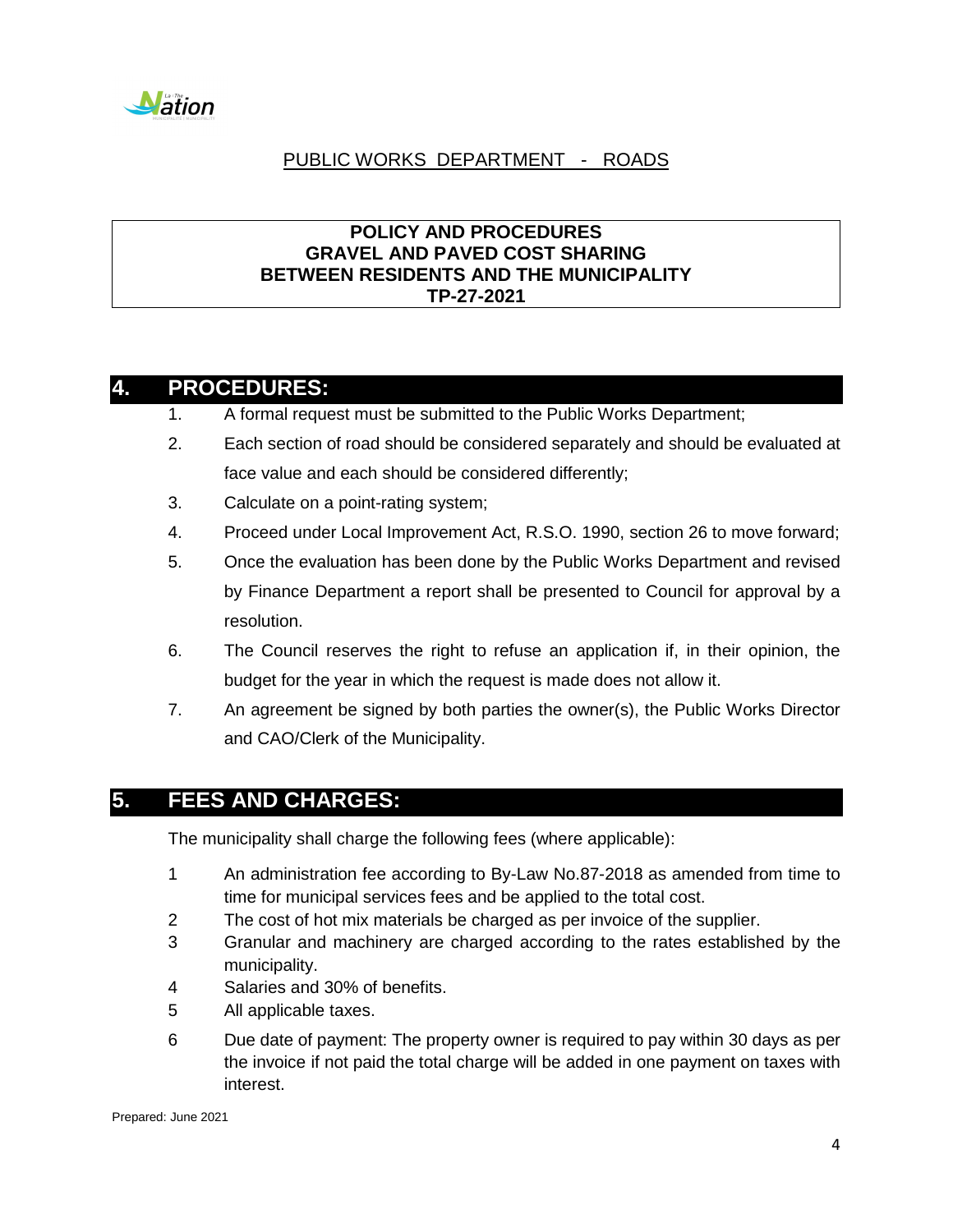PUBLIC WORKS DEPARTMENT - ROADS

**POLICY AND PROCEDURES**
**GRAVEL AND PAVED COST SHARING**
**BETWEEN RESIDENTS AND THE MUNICIPALITY**
**TP-27-2021**

## 4. PROCEDURES:

1. A formal request must be submitted to the Public Works Department;
2. Each section of road should be considered separately and should be evaluated at face value and each should be considered differently;
3. Calculate on a point-rating system;
4. Proceed under Local Improvement Act, R.S.O. 1990, section 26 to move forward;
5. Once the evaluation has been done by the Public Works Department and revised by Finance Department a report shall be presented to Council for approval by a resolution.
6. The Council reserves the right to refuse an application if, in their opinion, the budget for the year in which the request is made does not allow it.
7. An agreement be signed by both parties the owner(s), the Public Works Director and CAO/Clerk of the Municipality.

## 5. FEES AND CHARGES:

The municipality shall charge the following fees (where applicable):

1 An administration fee according to By-Law No.87-2018 as amended from time to time for municipal services fees and be applied to the total cost.

2 The cost of hot mix materials be charged as per invoice of the supplier.

3 Granular and machinery are charged according to the rates established by the municipality.

4 Salaries and 30% of benefits.

5 All applicable taxes.

6 Due date of payment: The property owner is required to pay within 30 days as per the invoice if not paid the total charge will be added in one payment on taxes with interest.

Prepared: June 2021